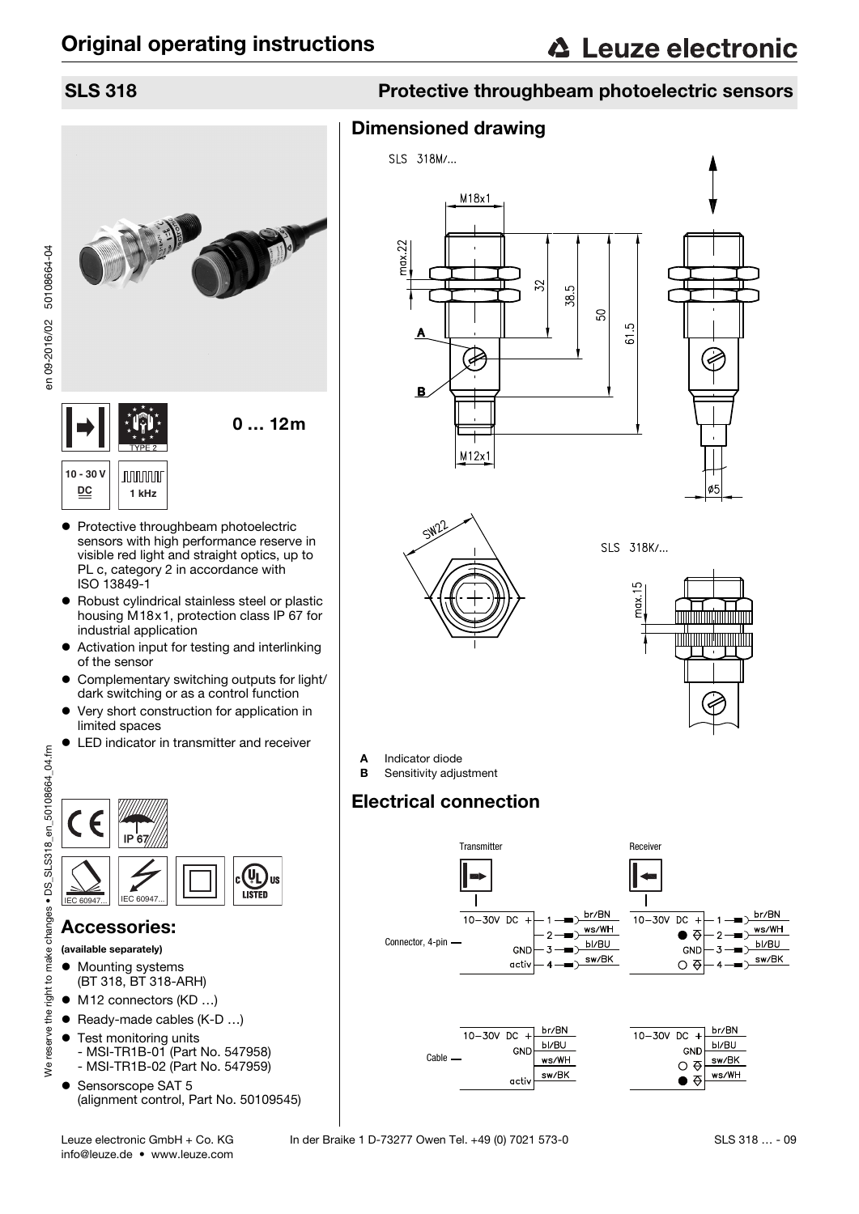# Original operating instructions

## SLS 318 — Protective throughbeam photoelectric sensors

0 … 12m

10 - 30 V DC

1 kHz

TYPE 2

- Protective throughbeam photoelectric sensors with high performance reserve in visible red light and straight optics, up to PL c, category 2 in accordance with ISO 13849-1
- Robust cylindrical stainless steel or plastic housing M18x1, protection class IP 67 for industrial application
- Activation input for testing and interlinking of the sensor
- Complementary switching outputs for light/dark switching or as a control function
- Very short construction for application in limited spaces
- LED indicator in transmitter and receiver

IP 67

IEC 60947... IEC 60947...

## Accessories:

**(available separately)**

- Mounting systems (BT 318, BT 318-ARH)
- M12 connectors (KD …)
- Ready-made cables (K-D …)
- Test monitoring units
  - MSI-TR1B-01 (Part No. 547958)
  - MSI-TR1B-02 (Part No. 547959)
- Sensorscope SAT 5 (alignment control, Part No. 50109545)

## Dimensioned drawing

SLS 318M/...

M18x1, max.22, 32, 38.5, 50, 61.5, M12x1, SW22, ø5

SLS 318K/...

max.15

**A** Indicator diode
**B** Sensitivity adjustment

## Electrical connection

Transmitter

Connector, 4-pin: 10–30V DC + — 1 br/BN; 2 ws/WH; GND — 3 bl/BU; activ — 4 sw/BK

Cable: 10–30V DC + br/BN; GND bl/BU; ws/WH; activ sw/BK

Receiver

Connector, 4-pin: 10–30V DC + — 1 br/BN; ● — 2 ws/WH; GND — 3 bl/BU; ○ — 4 sw/BK

Cable: 10–30V DC + br/BN; GND bl/BU; ○ sw/BK; ● ws/WH

Leuze electronic GmbH + Co. KG In der Braike 1 D-73277 Owen Tel. +49 (0) 7021 573-0
info@leuze.de • www.leuze.com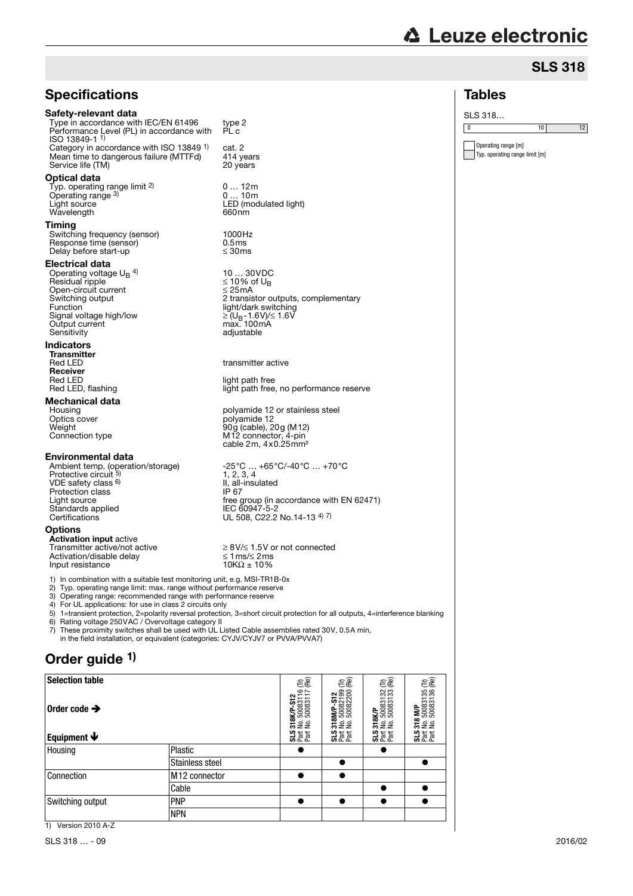## SLS 318

## Specifications

### Safety-relevant data

| | |
|---|---|
| Type in accordance with IEC/EN 61496 | type 2 |
| Performance Level (PL) in accordance with ISO 13849-1 [1] | PL c |
| Category in accordance with ISO 13849 [1] | cat. 2 |
| Mean time to dangerous failure (MTTFd) | 414 years |
| Service life (TM) | 20 years |

### Optical data

| | |
|---|---|
| Typ. operating range limit [2] | 0 … 12m |
| Operating range [3] | 0 … 10m |
| Light source | LED (modulated light) |
| Wavelength | 660nm |

### Timing

| | |
|---|---|
| Switching frequency (sensor) | 1000Hz |
| Response time (sensor) | 0.5ms |
| Delay before start-up | ≤ 30ms |

### Electrical data

| | |
|---|---|
| Operating voltage $U_B$ [4] | 10 … 30VDC |
| Residual ripple | ≤ 10% of $U_B$ |
| Open-circuit current | ≤ 25mA |
| Switching output | 2 transistor outputs, complementary |
| Function | light/dark switching |
| Signal voltage high/low | ≥ ($U_B$-1.6V)/≤ 1.6V |
| Output current | max. 100mA |
| Sensitivity | adjustable |

### Indicators

| | |
|---|---|
| **Transmitter** | |
| Red LED | transmitter active |
| **Receiver** | |
| Red LED | light path free |
| Red LED, flashing | light path free, no performance reserve |

### Mechanical data

| | |
|---|---|
| Housing | polyamide 12 or stainless steel |
| Optics cover | polyamide 12 |
| Weight | 90g (cable), 20g (M12) |
| Connection type | M12 connector, 4-pin<br>cable 2m, 4x0.25mm² |

### Environmental data

| | |
|---|---|
| Ambient temp. (operation/storage) | -25°C … +65°C/-40°C … +70°C |
| Protective circuit [5] | 1, 2, 3, 4 |
| VDE safety class [6] | II, all-insulated |
| Protection class | IP 67 |
| Light source | free group (in accordance with EN 62471) |
| Standards applied | IEC 60947-5-2 |
| Certifications | UL 508, C22.2 No.14-13 [4) 7)] |

### Options

| | |
|---|---|
| **Activation input** active | |
| Transmitter active/not active | ≥ 8V/≤ 1.5V or not connected |
| Activation/disable delay | ≤ 1ms/≤ 2ms |
| Input resistance | 10KΩ ± 10% |

1) In combination with a suitable test monitoring unit, e.g. MSI-TR1B-0x
2) Typ. operating range limit: max. range without performance reserve
3) Operating range: recommended range with performance reserve
4) For UL applications: for use in class 2 circuits only
5) 1=transient protection, 2=polarity reversal protection, 3=short circuit protection for all outputs, 4=interference blanking
6) Rating voltage 250VAC / Overvoltage category II
7) These proximity switches shall be used with UL Listed Cable assemblies rated 30V, 0.5A min, in the field installation, or equivalent (categories: CYJV/CYJV7 or PVVA/PVVA7)

## Order guide [1]

| Selection table<br>Order code ➔<br>Equipment 🡇 | | SLS 318K/P-S12<br>Part No. 50083116 (Tr)<br>Part No. 50083117 (Re) | SLS 318M/P-S12<br>Part No. 50082199 (Tr)<br>Part No. 50082200 (Re) | SLS 318K/P<br>Part No. 50083132 (Tr)<br>Part No. 50083133 (Re) | SLS 318 M/P<br>Part No. 50083135 (Tr)<br>Part No. 50083136 (Re) |
|---|---|---|---|---|---|
| Housing | Plastic | ● | | ● | |
| | Stainless steel | | ● | | ● |
| Connection | M12 connector | ● | ● | | |
| | Cable | | | ● | ● |
| Switching output | PNP | ● | ● | ● | ● |
| | NPN | | | | |

1) Version 2010 A-Z

## Tables

SLS 318…

| 0 | 10 | 12 |
|---|---|---|

Operating range [m]
Typ. operating range limit [m]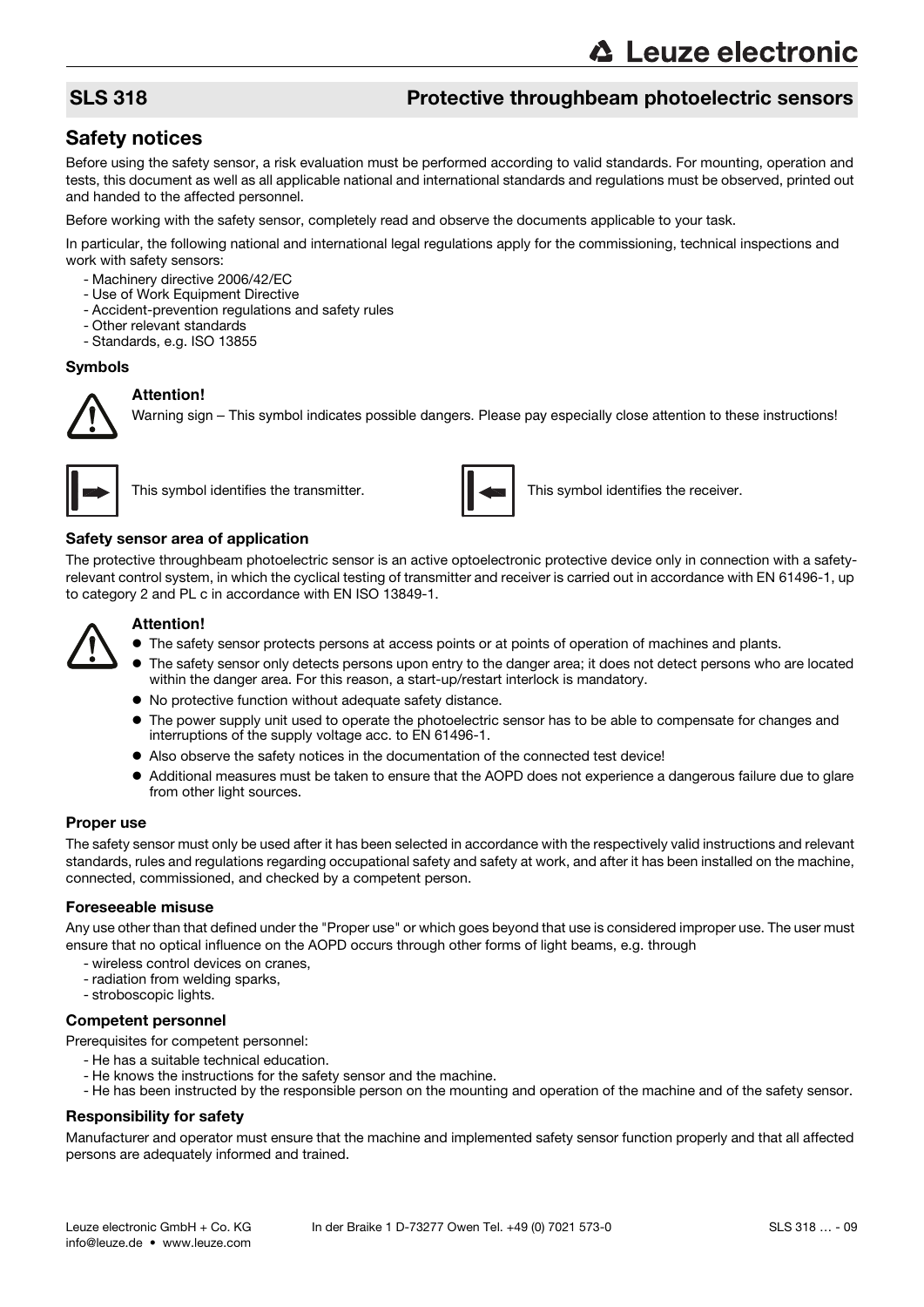## SLS 318 — Protective throughbeam photoelectric sensors

## Safety notices

Before using the safety sensor, a risk evaluation must be performed according to valid standards. For mounting, operation and tests, this document as well as all applicable national and international standards and regulations must be observed, printed out and handed to the affected personnel.

Before working with the safety sensor, completely read and observe the documents applicable to your task.

In particular, the following national and international legal regulations apply for the commissioning, technical inspections and work with safety sensors:

- Machinery directive 2006/42/EC
- Use of Work Equipment Directive
- Accident-prevention regulations and safety rules
- Other relevant standards
- Standards, e.g. ISO 13855

### Symbols

**Attention!**
Warning sign – This symbol indicates possible dangers. Please pay especially close attention to these instructions!

This symbol identifies the transmitter.

This symbol identifies the receiver.

### Safety sensor area of application

The protective throughbeam photoelectric sensor is an active optoelectronic protective device only in connection with a safety-relevant control system, in which the cyclical testing of transmitter and receiver is carried out in accordance with EN 61496-1, up to category 2 and PL c in accordance with EN ISO 13849-1.

**Attention!**

- The safety sensor protects persons at access points or at points of operation of machines and plants.
- The safety sensor only detects persons upon entry to the danger area; it does not detect persons who are located within the danger area. For this reason, a start-up/restart interlock is mandatory.
- No protective function without adequate safety distance.
- The power supply unit used to operate the photoelectric sensor has to be able to compensate for changes and interruptions of the supply voltage acc. to EN 61496-1.
- Also observe the safety notices in the documentation of the connected test device!
- Additional measures must be taken to ensure that the AOPD does not experience a dangerous failure due to glare from other light sources.

### Proper use

The safety sensor must only be used after it has been selected in accordance with the respectively valid instructions and relevant standards, rules and regulations regarding occupational safety and safety at work, and after it has been installed on the machine, connected, commissioned, and checked by a competent person.

### Foreseeable misuse

Any use other than that defined under the "Proper use" or which goes beyond that use is considered improper use. The user must ensure that no optical influence on the AOPD occurs through other forms of light beams, e.g. through

- wireless control devices on cranes,
- radiation from welding sparks,
- stroboscopic lights.

### Competent personnel

Prerequisites for competent personnel:

- He has a suitable technical education.
- He knows the instructions for the safety sensor and the machine.
- He has been instructed by the responsible person on the mounting and operation of the machine and of the safety sensor.

### Responsibility for safety

Manufacturer and operator must ensure that the machine and implemented safety sensor function properly and that all affected persons are adequately informed and trained.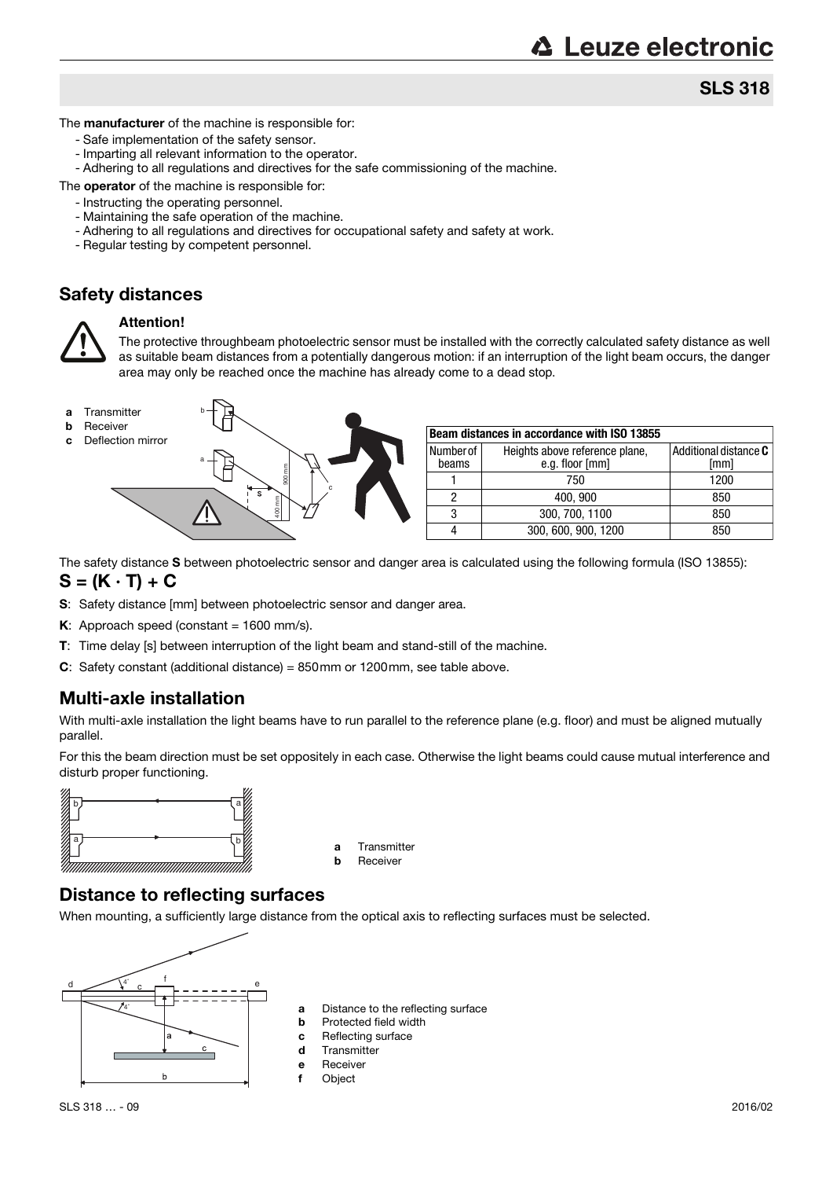The **manufacturer** of the machine is responsible for:

- Safe implementation of the safety sensor.
- Imparting all relevant information to the operator.
- Adhering to all regulations and directives for the safe commissioning of the machine.

The **operator** of the machine is responsible for:

- Instructing the operating personnel.
- Maintaining the safe operation of the machine.
- Adhering to all regulations and directives for occupational safety and safety at work.
- Regular testing by competent personnel.

## Safety distances

**Attention!**

The protective throughbeam photoelectric sensor must be installed with the correctly calculated safety distance as well as suitable beam distances from a potentially dangerous motion: if an interruption of the light beam occurs, the danger area may only be reached once the machine has already come to a dead stop.

**a** Transmitter
**b** Receiver
**c** Deflection mirror

| Beam distances in accordance with ISO 13855 | | |
|---|---|---|
| Number of beams | Heights above reference plane, e.g. floor [mm] | Additional distance **C** [mm] |
| 1 | 750 | 1200 |
| 2 | 400, 900 | 850 |
| 3 | 300, 700, 1100 | 850 |
| 4 | 300, 600, 900, 1200 | 850 |

The safety distance **S** between photoelectric sensor and danger area is calculated using the following formula (ISO 13855):

$$S = (K \cdot T) + C$$

**S**: Safety distance [mm] between photoelectric sensor and danger area.

**K**: Approach speed (constant = 1600 mm/s).

**T**: Time delay [s] between interruption of the light beam and stand-still of the machine.

**C**: Safety constant (additional distance) = 850 mm or 1200 mm, see table above.

## Multi-axle installation

With multi-axle installation the light beams have to run parallel to the reference plane (e.g. floor) and must be aligned mutually parallel.

For this the beam direction must be set oppositely in each case. Otherwise the light beams could cause mutual interference and disturb proper functioning.

**a** Transmitter
**b** Receiver

## Distance to reflecting surfaces

When mounting, a sufficiently large distance from the optical axis to reflecting surfaces must be selected.

**a** Distance to the reflecting surface
**b** Protected field width
**c** Reflecting surface
**d** Transmitter
**e** Receiver
**f** Object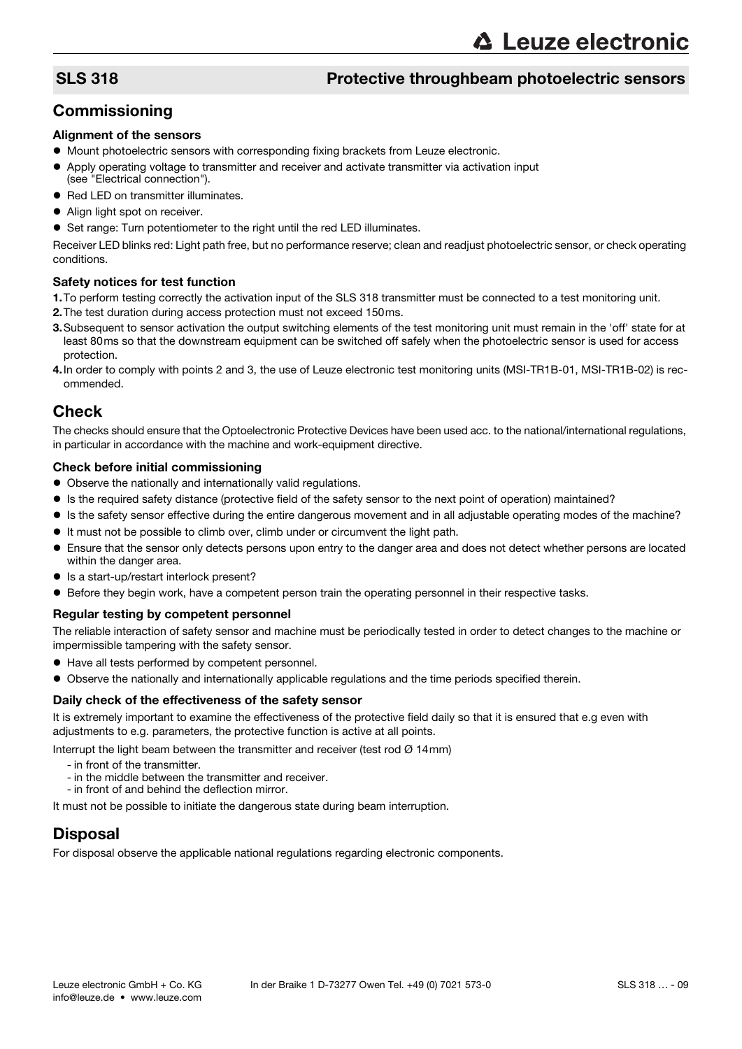## SLS 318 Protective throughbeam photoelectric sensors

## Commissioning

### Alignment of the sensors

- Mount photoelectric sensors with corresponding fixing brackets from Leuze electronic.
- Apply operating voltage to transmitter and receiver and activate transmitter via activation input (see "Electrical connection").
- Red LED on transmitter illuminates.
- Align light spot on receiver.
- Set range: Turn potentiometer to the right until the red LED illuminates.

Receiver LED blinks red: Light path free, but no performance reserve; clean and readjust photoelectric sensor, or check operating conditions.

### Safety notices for test function

1. To perform testing correctly the activation input of the SLS 318 transmitter must be connected to a test monitoring unit.
2. The test duration during access protection must not exceed 150ms.
3. Subsequent to sensor activation the output switching elements of the test monitoring unit must remain in the 'off' state for at least 80ms so that the downstream equipment can be switched off safely when the photoelectric sensor is used for access protection.
4. In order to comply with points 2 and 3, the use of Leuze electronic test monitoring units (MSI-TR1B-01, MSI-TR1B-02) is recommended.

## Check

The checks should ensure that the Optoelectronic Protective Devices have been used acc. to the national/international regulations, in particular in accordance with the machine and work-equipment directive.

### Check before initial commissioning

- Observe the nationally and internationally valid regulations.
- Is the required safety distance (protective field of the safety sensor to the next point of operation) maintained?
- Is the safety sensor effective during the entire dangerous movement and in all adjustable operating modes of the machine?
- It must not be possible to climb over, climb under or circumvent the light path.
- Ensure that the sensor only detects persons upon entry to the danger area and does not detect whether persons are located within the danger area.
- Is a start-up/restart interlock present?
- Before they begin work, have a competent person train the operating personnel in their respective tasks.

### Regular testing by competent personnel

The reliable interaction of safety sensor and machine must be periodically tested in order to detect changes to the machine or impermissible tampering with the safety sensor.

- Have all tests performed by competent personnel.
- Observe the nationally and internationally applicable regulations and the time periods specified therein.

### Daily check of the effectiveness of the safety sensor

It is extremely important to examine the effectiveness of the protective field daily so that it is ensured that e.g even with adjustments to e.g. parameters, the protective function is active at all points.

Interrupt the light beam between the transmitter and receiver (test rod Ø 14mm)

- in front of the transmitter.
- in the middle between the transmitter and receiver.
- in front of and behind the deflection mirror.

It must not be possible to initiate the dangerous state during beam interruption.

## Disposal

For disposal observe the applicable national regulations regarding electronic components.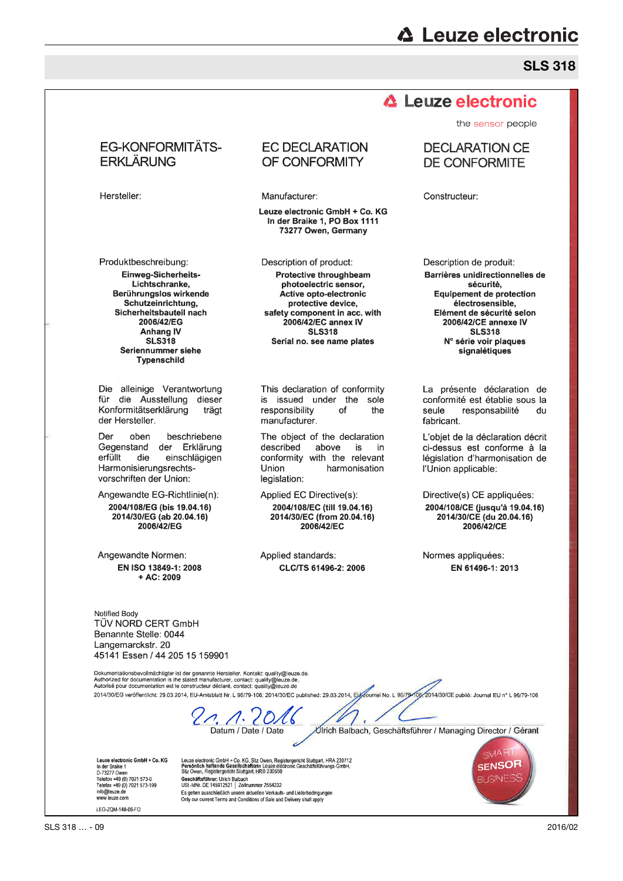Leuze electronic

the sensor people

## EG-KONFORMITÄTS-ERKLÄRUNG

## EC DECLARATION OF CONFORMITY

## DECLARATION CE DE CONFORMITE

Hersteller:

Manufacturer:

Constructeur:

**Leuze electronic GmbH + Co. KG**
**In der Braike 1, PO Box 1111**
**73277 Owen, Germany**

Produktbeschreibung:

**Einweg-Sicherheits-Lichtschranke, Berührungslos wirkende Schutzeinrichtung, Sicherheitsbauteil nach 2006/42/EG Anhang IV SLS318 Seriennummer siehe Typenschild**

Description of product:

**Protective throughbeam photoelectric sensor, Active opto-electronic protective device, safety component in acc. with 2006/42/EC annex IV SLS318 Serial no. see name plates**

Description de produit:

**Barrières unidirectionnelles de sécurité, Equipement de protection électrosensible, Elément de sécurité selon 2006/42/CE annexe IV SLS318 N° série voir plaques signalétiques**

Die alleinige Verantwortung für die Ausstellung dieser Konformitätserklärung trägt der Hersteller.

Der oben beschriebene Gegenstand der Erklärung erfüllt die einschlägigen Harmonisierungsrechts-vorschriften der Union:

This declaration of conformity is issued under the sole responsibility of the manufacturer.

The object of the declaration described above is in conformity with the relevant Union harmonisation legislation:

La présente déclaration de conformité est établie sous la seule responsabilité du fabricant.

L'objet de la déclaration décrit ci-dessus est conforme à la législation d'harmonisation de l'Union applicable:

Angewandte EG-Richtlinie(n):

**2004/108/EG (bis 19.04.16)**
**2014/30/EG (ab 20.04.16)**
**2006/42/EG**

Applied EC Directive(s):

**2004/108/EC (till 19.04.16)**
**2014/30/EC (from 20.04.16)**
**2006/42/EC**

Directive(s) CE appliquées:

**2004/108/CE (jusqu'à 19.04.16)**
**2014/30/CE (du 20.04.16)**
**2006/42/CE**

Angewandte Normen:

**EN ISO 13849-1: 2008**
**+ AC: 2009**

Applied standards:

**CLC/TS 61496-2: 2006**

Normes appliquées:

**EN 61496-1: 2013**

Notified Body
TÜV NORD CERT GmbH
Benannte Stelle: 0044
Langemarckstr. 20
45141 Essen / 44 205 15 159901

Dokumentationsbevollmächtigter ist der genannte Hersteller. Kontakt: quality@leuze.de.
Authorized for documentation is the stated manufacturer, contact: quality@leuze.de.
Autorisé pour documentation est le constructeur déclaré, contact: quality@leuze.de

2014/30/EG veröffentlicht: 29.03.2014, EU-Amtsblatt Nr. L 96/79-106; 2014/30/EC published: 29.03.2014, EU Journal No. L 96/79-106; 2014/30/CE publié: Journal EU n° L 96/79-106

21.1.2016

Datum / Date / Date

Ulrich Balbach, Geschäftsführer / Managing Director / Gérant

**Leuze electronic GmbH + Co. KG**
In der Braike 1
D-73277 Owen
Telefon +49 (0) 7021 573-0
Telefax +49 (0) 7021 573-199
info@leuze.de
www.leuze.com

Leuze electronic GmbH + Co. KG, Sitz Owen, Registergericht Stuttgart, HRA 230712
**Persönlich haftende Gesellschafterin** Leuze electronic Geschäftsführungs-GmbH,
Sitz Owen, Registergericht Stuttgart, HRB 230550
**Geschäftsführer:** Ulrich Balbach
USt.-IdNr. DE 145912521 | Zollnummer 2554232
Es gelten ausschließlich unsere aktuellen Verkaufs- und Lieferbedingungen
Only our current Terms and Conditions of Sale and Delivery shall apply

SMART SENSOR BUSINESS

LEO-ZQM-148-06-FO